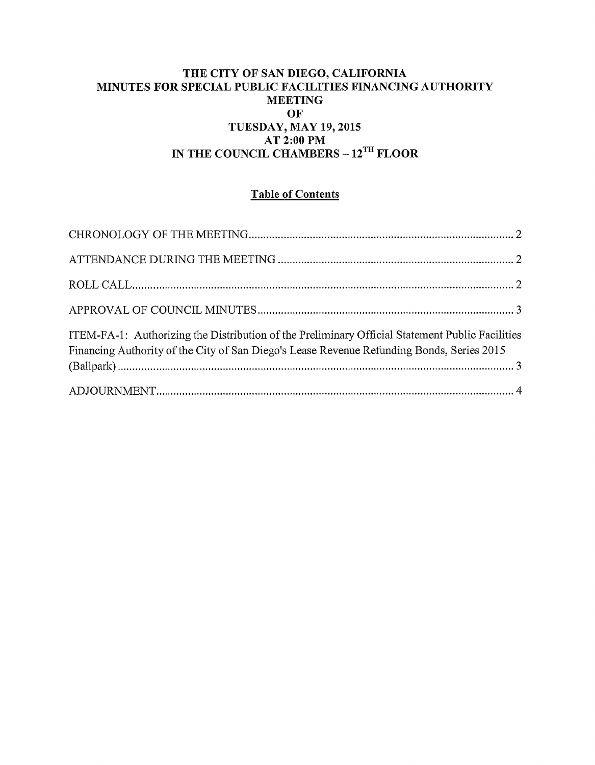# THE CITY OF SAN DIEGO, CALIFORNIA
# MINUTES FOR SPECIAL PUBLIC FACILITIES FINANCING AUTHORITY MEETING
# OF
# TUESDAY, MAY 19, 2015
# AT 2:00 PM
# IN THE COUNCIL CHAMBERS – 12TH FLOOR

## Table of Contents

CHRONOLOGY OF THE MEETING .......... 2

ATTENDANCE DURING THE MEETING .......... 2

ROLL CALL .......... 2

APPROVAL OF COUNCIL MINUTES .......... 3

ITEM-FA-1: Authorizing the Distribution of the Preliminary Official Statement Public Facilities Financing Authority of the City of San Diego's Lease Revenue Refunding Bonds, Series 2015 (Ballpark) .......... 3

ADJOURNMENT .......... 4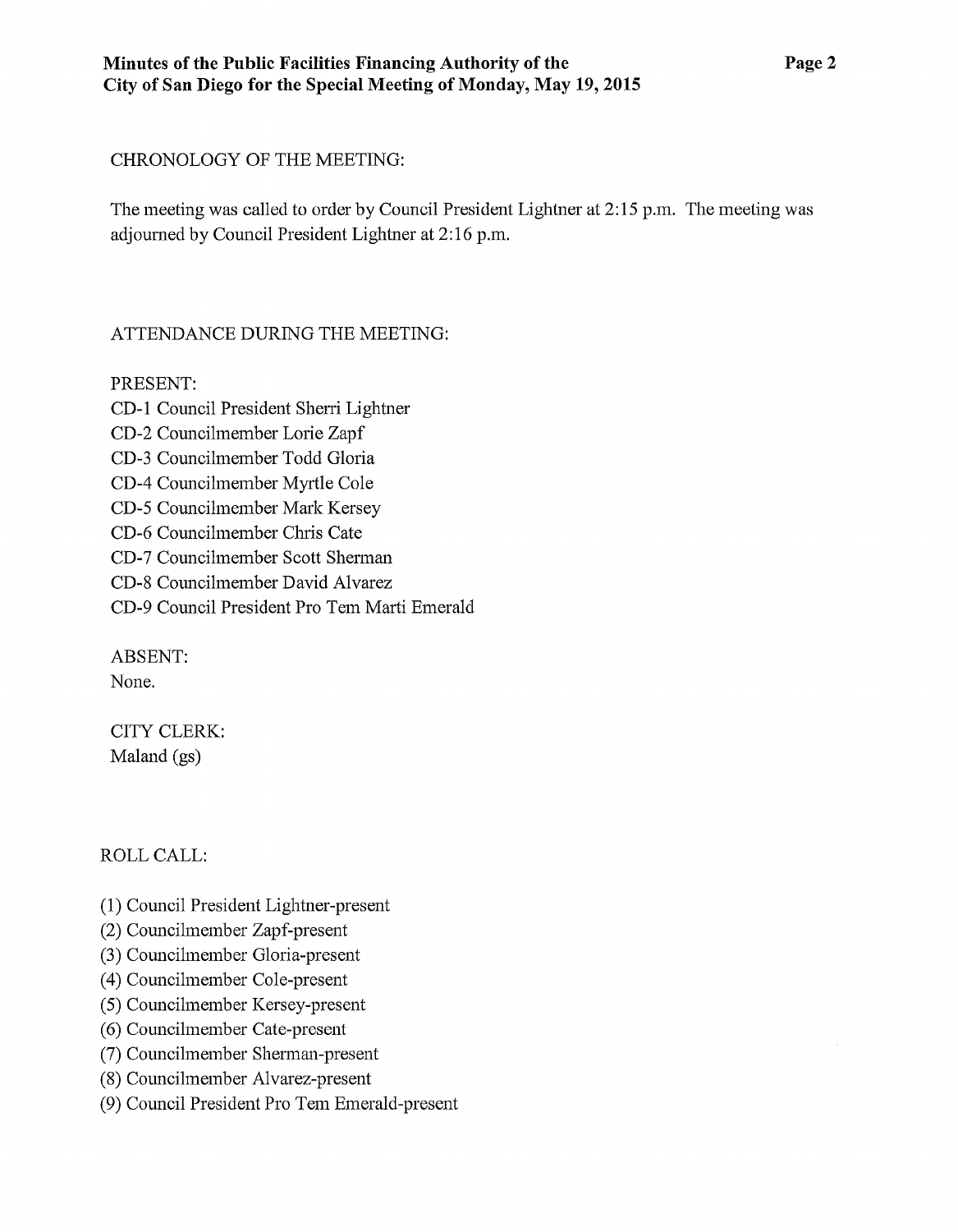CHRONOLOGY OF THE MEETING:

The meeting was called to order by Council President Lightner at 2:15 p.m. The meeting was adjourned by Council President Lightner at 2:16 p.m.

ATTENDANCE DURING THE MEETING:

PRESENT:
CD-1 Council President Sherri Lightner
CD-2 Councilmember Lorie Zapf
CD-3 Councilmember Todd Gloria
CD-4 Councilmember Myrtle Cole
CD-5 Councilmember Mark Kersey
CD-6 Councilmember Chris Cate
CD-7 Councilmember Scott Sherman
CD-8 Councilmember David Alvarez
CD-9 Council President Pro Tem Marti Emerald

ABSENT:
None.

CITY CLERK:
Maland (gs)

ROLL CALL:

(1) Council President Lightner-present
(2) Councilmember Zapf-present
(3) Councilmember Gloria-present
(4) Councilmember Cole-present
(5) Councilmember Kersey-present
(6) Councilmember Cate-present
(7) Councilmember Sherman-present
(8) Councilmember Alvarez-present
(9) Council President Pro Tem Emerald-present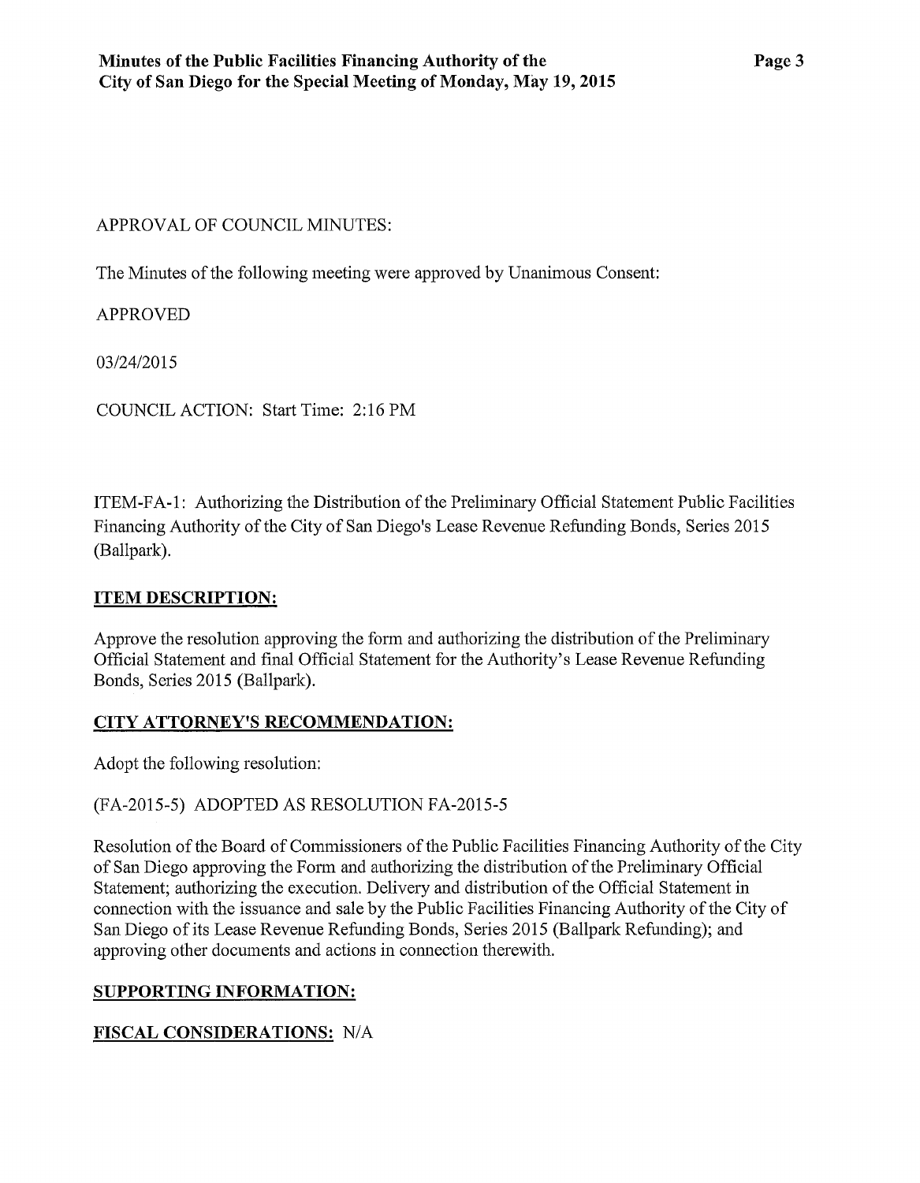APPROVAL OF COUNCIL MINUTES:

The Minutes of the following meeting were approved by Unanimous Consent:

APPROVED

03/24/2015

COUNCIL ACTION: Start Time: 2:16 PM

ITEM-FA-1: Authorizing the Distribution of the Preliminary Official Statement Public Facilities Financing Authority of the City of San Diego's Lease Revenue Refunding Bonds, Series 2015 (Ballpark).

**ITEM DESCRIPTION:**

Approve the resolution approving the form and authorizing the distribution of the Preliminary Official Statement and final Official Statement for the Authority's Lease Revenue Refunding Bonds, Series 2015 (Ballpark).

**CITY ATTORNEY'S RECOMMENDATION:**

Adopt the following resolution:

(FA-2015-5) ADOPTED AS RESOLUTION FA-2015-5

Resolution of the Board of Commissioners of the Public Facilities Financing Authority of the City of San Diego approving the Form and authorizing the distribution of the Preliminary Official Statement; authorizing the execution. Delivery and distribution of the Official Statement in connection with the issuance and sale by the Public Facilities Financing Authority of the City of San Diego of its Lease Revenue Refunding Bonds, Series 2015 (Ballpark Refunding); and approving other documents and actions in connection therewith.

**SUPPORTING INFORMATION:**

**FISCAL CONSIDERATIONS:** N/A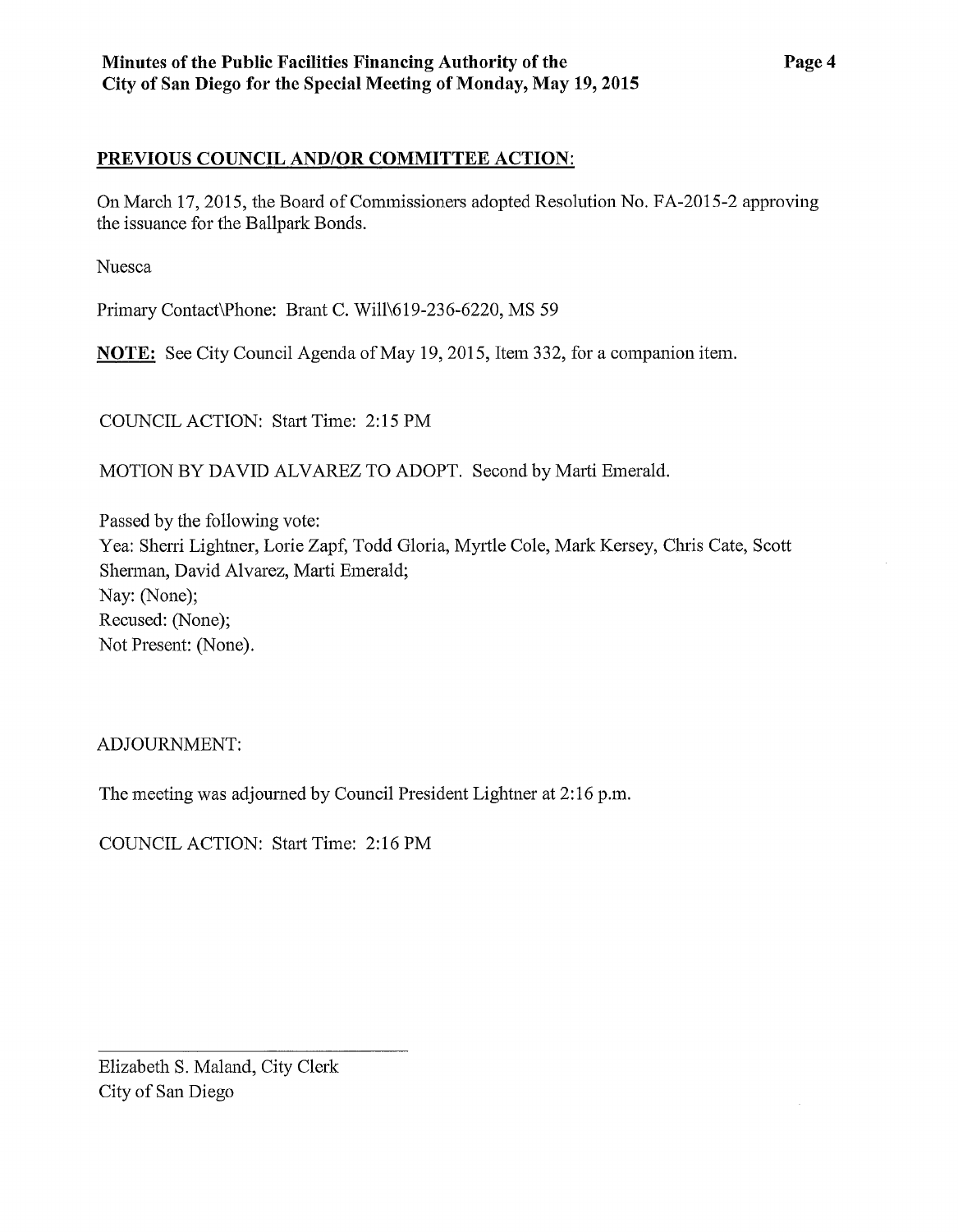**PREVIOUS COUNCIL AND/OR COMMITTEE ACTION:**

On March 17, 2015, the Board of Commissioners adopted Resolution No. FA-2015-2 approving the issuance for the Ballpark Bonds.

Nuesca

Primary Contact\Phone: Brant C. Will\619-236-6220, MS 59

**NOTE:** See City Council Agenda of May 19, 2015, Item 332, for a companion item.

COUNCIL ACTION: Start Time: 2:15 PM

MOTION BY DAVID ALVAREZ TO ADOPT. Second by Marti Emerald.

Passed by the following vote:
Yea: Sherri Lightner, Lorie Zapf, Todd Gloria, Myrtle Cole, Mark Kersey, Chris Cate, Scott Sherman, David Alvarez, Marti Emerald;
Nay: (None);
Recused: (None);
Not Present: (None).

ADJOURNMENT:

The meeting was adjourned by Council President Lightner at 2:16 p.m.

COUNCIL ACTION: Start Time: 2:16 PM

Elizabeth S. Maland, City Clerk
City of San Diego